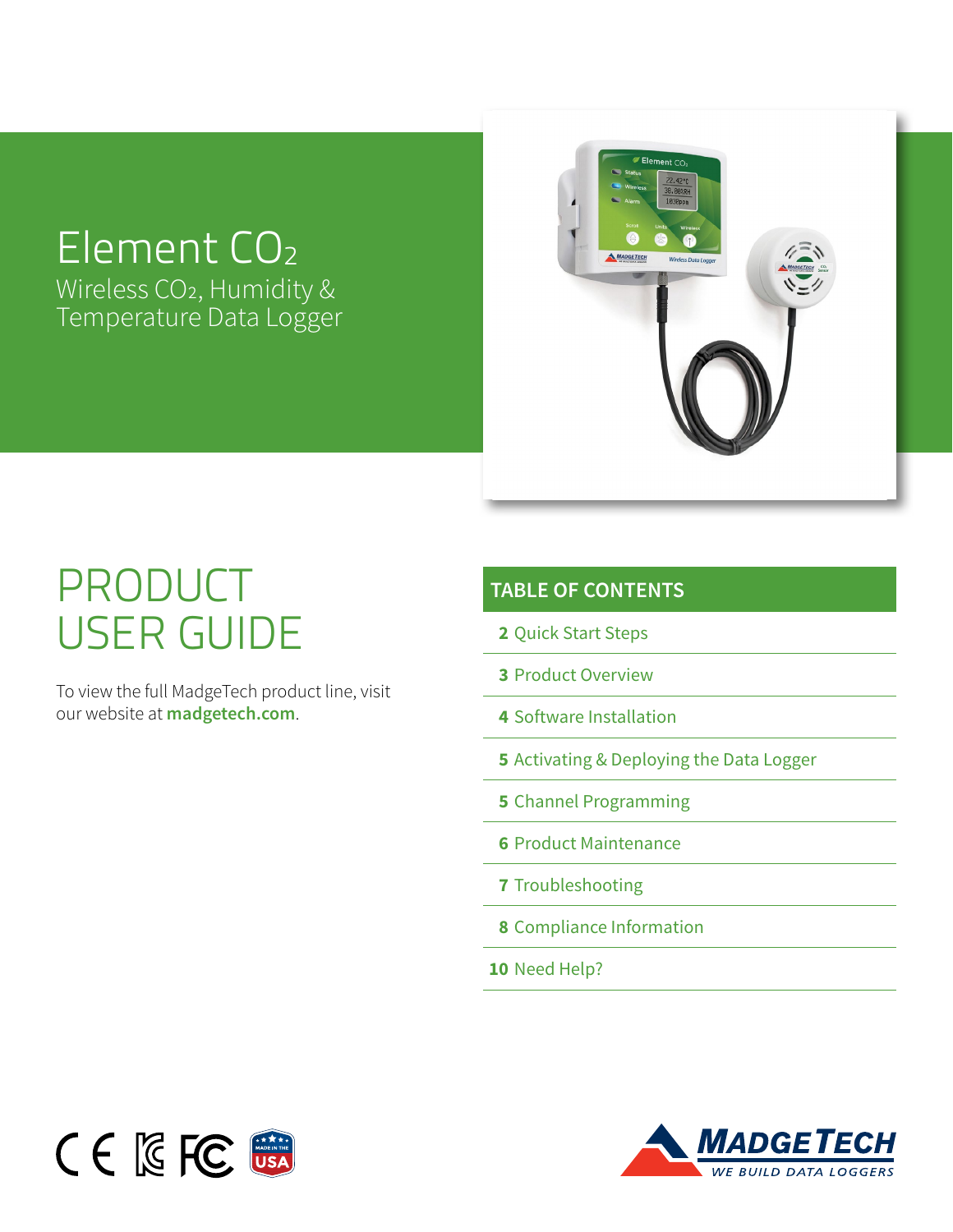# Element $CO_2$

## Wireless $CO_2$, Humidity & Temperature Data Logger

# PRODUCT USER GUIDE

To view the full MadgeTech product line, visit our website at **madgetech.com**.

## TABLE OF CONTENTS

- **2** Quick Start Steps
- **3** Product Overview
- **4** Software Installation
- **5** Activating & Deploying the Data Logger
- **5** Channel Programming
- **6** Product Maintenance
- **7** Troubleshooting
- **8** Compliance Information
- **10** Need Help?

MADGETECH — WE BUILD DATA LOGGERS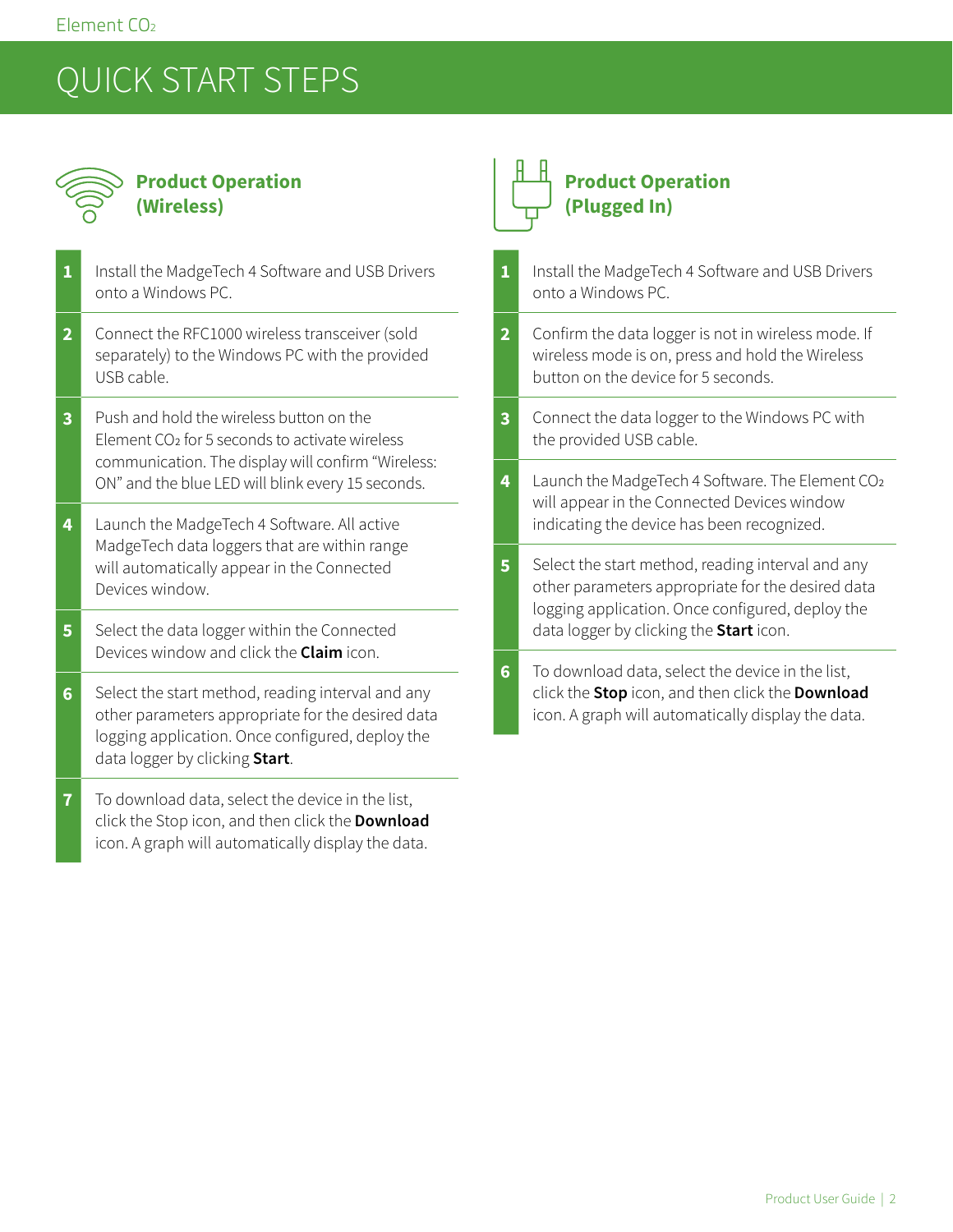# QUICK START STEPS

## Product Operation (Wireless)

1. Install the MadgeTech 4 Software and USB Drivers onto a Windows PC.
2. Connect the RFC1000 wireless transceiver (sold separately) to the Windows PC with the provided USB cable.
3. Push and hold the wireless button on the Element $CO_2$ for 5 seconds to activate wireless communication. The display will confirm “Wireless: ON” and the blue LED will blink every 15 seconds.
4. Launch the MadgeTech 4 Software. All active MadgeTech data loggers that are within range will automatically appear in the Connected Devices window.
5. Select the data logger within the Connected Devices window and click the **Claim** icon.
6. Select the start method, reading interval and any other parameters appropriate for the desired data logging application. Once configured, deploy the data logger by clicking **Start**.
7. To download data, select the device in the list, click the Stop icon, and then click the **Download** icon. A graph will automatically display the data.

## Product Operation (Plugged In)

1. Install the MadgeTech 4 Software and USB Drivers onto a Windows PC.
2. Confirm the data logger is not in wireless mode. If wireless mode is on, press and hold the Wireless button on the device for 5 seconds.
3. Connect the data logger to the Windows PC with the provided USB cable.
4. Launch the MadgeTech 4 Software. The Element $CO_2$ will appear in the Connected Devices window indicating the device has been recognized.
5. Select the start method, reading interval and any other parameters appropriate for the desired data logging application. Once configured, deploy the data logger by clicking the **Start** icon.
6. To download data, select the device in the list, click the **Stop** icon, and then click the **Download** icon. A graph will automatically display the data.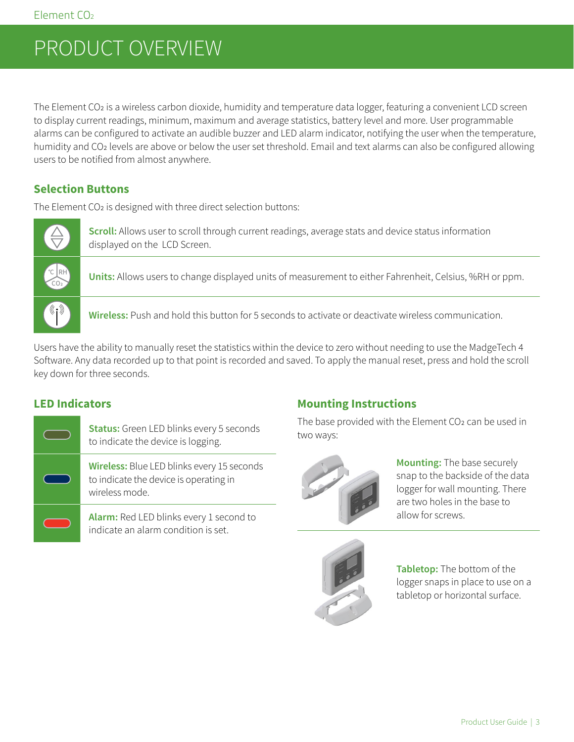# PRODUCT OVERVIEW

The Element $CO_2$ is a wireless carbon dioxide, humidity and temperature data logger, featuring a convenient LCD screen to display current readings, minimum, maximum and average statistics, battery level and more. User programmable alarms can be configured to activate an audible buzzer and LED alarm indicator, notifying the user when the temperature, humidity and $CO_2$ levels are above or below the user set threshold. Email and text alarms can also be configured allowing users to be notified from almost anywhere.

## Selection Buttons

The Element $CO_2$ is designed with three direct selection buttons:

- **Scroll:** Allows user to scroll through current readings, average stats and device status information displayed on the LCD Screen.
- **Units:** Allows users to change displayed units of measurement to either Fahrenheit, Celsius, %RH or ppm.
- **Wireless:** Push and hold this button for 5 seconds to activate or deactivate wireless communication.

Users have the ability to manually reset the statistics within the device to zero without needing to use the MadgeTech 4 Software. Any data recorded up to that point is recorded and saved. To apply the manual reset, press and hold the scroll key down for three seconds.

## LED Indicators

- **Status:** Green LED blinks every 5 seconds to indicate the device is logging.
- **Wireless:** Blue LED blinks every 15 seconds to indicate the device is operating in wireless mode.
- **Alarm:** Red LED blinks every 1 second to indicate an alarm condition is set.

## Mounting Instructions

The base provided with the Element $CO_2$ can be used in two ways:

**Mounting:** The base securely snap to the backside of the data logger for wall mounting. There are two holes in the base to allow for screws.

**Tabletop:** The bottom of the logger snaps in place to use on a tabletop or horizontal surface.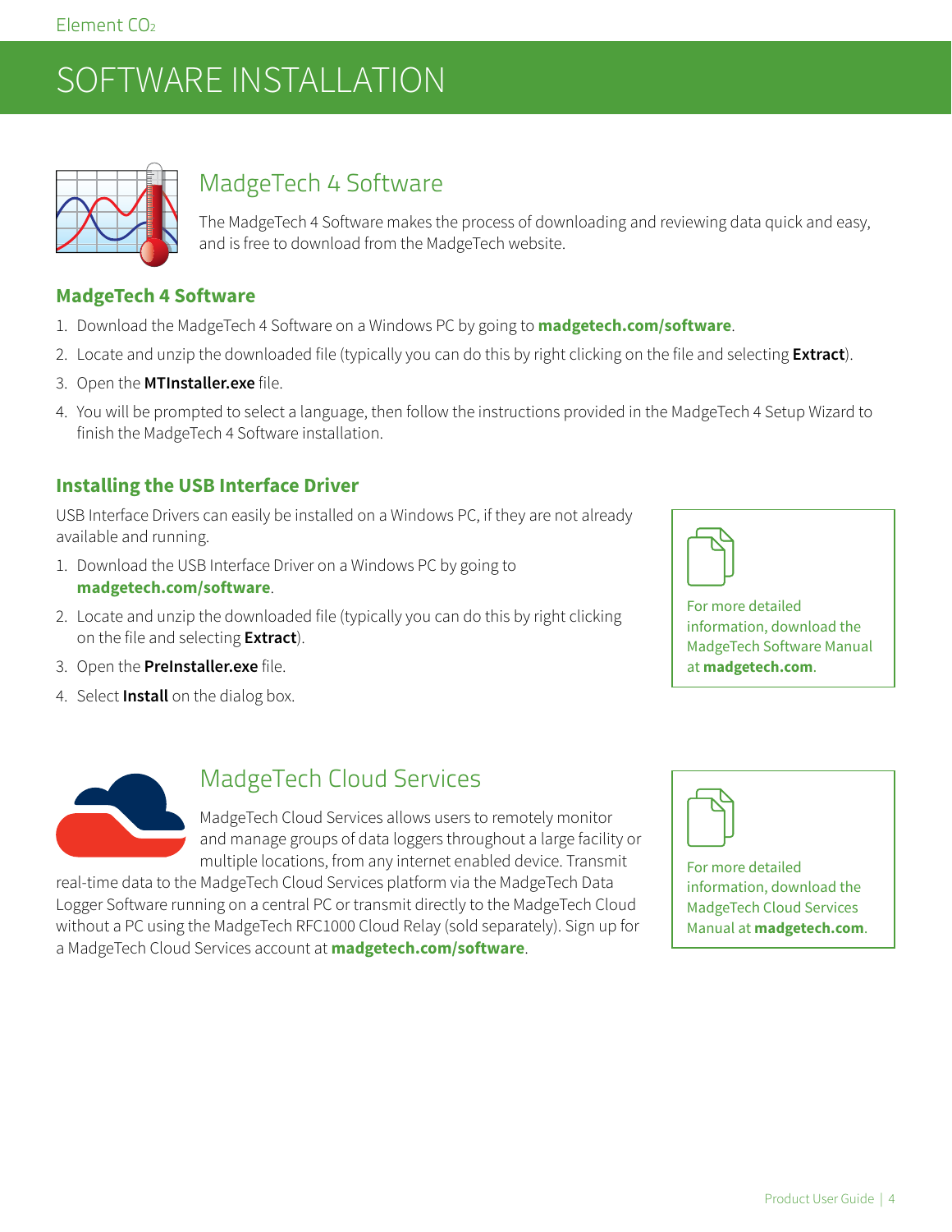# SOFTWARE INSTALLATION

## MadgeTech 4 Software

The MadgeTech 4 Software makes the process of downloading and reviewing data quick and easy, and is free to download from the MadgeTech website.

### MadgeTech 4 Software

1. Download the MadgeTech 4 Software on a Windows PC by going to **madgetech.com/software**.
2. Locate and unzip the downloaded file (typically you can do this by right clicking on the file and selecting **Extract**).
3. Open the **MTInstaller.exe** file.
4. You will be prompted to select a language, then follow the instructions provided in the MadgeTech 4 Setup Wizard to finish the MadgeTech 4 Software installation.

### Installing the USB Interface Driver

USB Interface Drivers can easily be installed on a Windows PC, if they are not already available and running.

1. Download the USB Interface Driver on a Windows PC by going to **madgetech.com/software**.
2. Locate and unzip the downloaded file (typically you can do this by right clicking on the file and selecting **Extract**).
3. Open the **PreInstaller.exe** file.
4. Select **Install** on the dialog box.

For more detailed information, download the MadgeTech Software Manual at **madgetech.com**.

## MadgeTech Cloud Services

MadgeTech Cloud Services allows users to remotely monitor and manage groups of data loggers throughout a large facility or multiple locations, from any internet enabled device. Transmit real-time data to the MadgeTech Cloud Services platform via the MadgeTech Data Logger Software running on a central PC or transmit directly to the MadgeTech Cloud without a PC using the MadgeTech RFC1000 Cloud Relay (sold separately). Sign up for a MadgeTech Cloud Services account at **madgetech.com/software**.

For more detailed information, download the MadgeTech Cloud Services Manual at **madgetech.com**.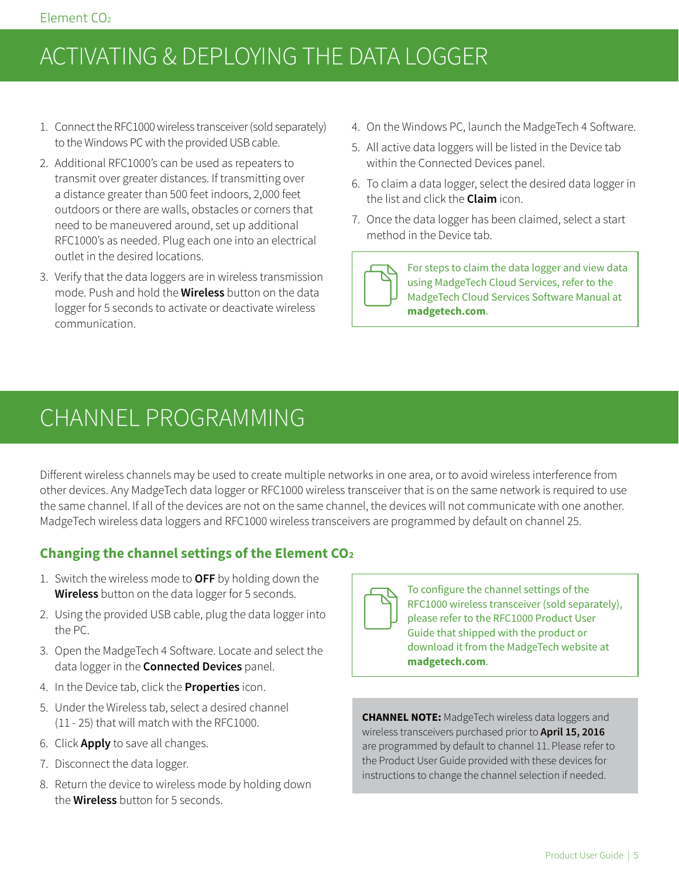# ACTIVATING & DEPLOYING THE DATA LOGGER

1. Connect the RFC1000 wireless transceiver (sold separately) to the Windows PC with the provided USB cable.
2. Additional RFC1000's can be used as repeaters to transmit over greater distances. If transmitting over a distance greater than 500 feet indoors, 2,000 feet outdoors or there are walls, obstacles or corners that need to be maneuvered around, set up additional RFC1000's as needed. Plug each one into an electrical outlet in the desired locations.
3. Verify that the data loggers are in wireless transmission mode. Push and hold the **Wireless** button on the data logger for 5 seconds to activate or deactivate wireless communication.
4. On the Windows PC, launch the MadgeTech 4 Software.
5. All active data loggers will be listed in the Device tab within the Connected Devices panel.
6. To claim a data logger, select the desired data logger in the list and click the **Claim** icon.
7. Once the data logger has been claimed, select a start method in the Device tab.

> For steps to claim the data logger and view data using MadgeTech Cloud Services, refer to the MadgeTech Cloud Services Software Manual at **madgetech.com**.

# CHANNEL PROGRAMMING

Different wireless channels may be used to create multiple networks in one area, or to avoid wireless interference from other devices. Any MadgeTech data logger or RFC1000 wireless transceiver that is on the same network is required to use the same channel. If all of the devices are not on the same channel, the devices will not communicate with one another. MadgeTech wireless data loggers and RFC1000 wireless transceivers are programmed by default on channel 25.

## Changing the channel settings of the Element $CO_2$

1. Switch the wireless mode to **OFF** by holding down the **Wireless** button on the data logger for 5 seconds.
2. Using the provided USB cable, plug the data logger into the PC.
3. Open the MadgeTech 4 Software. Locate and select the data logger in the **Connected Devices** panel.
4. In the Device tab, click the **Properties** icon.
5. Under the Wireless tab, select a desired channel (11 - 25) that will match with the RFC1000.
6. Click **Apply** to save all changes.
7. Disconnect the data logger.
8. Return the device to wireless mode by holding down the **Wireless** button for 5 seconds.

> To configure the channel settings of the RFC1000 wireless transceiver (sold separately), please refer to the RFC1000 Product User Guide that shipped with the product or download it from the MadgeTech website at **madgetech.com**.

**CHANNEL NOTE:** MadgeTech wireless data loggers and wireless transceivers purchased prior to **April 15, 2016** are programmed by default to channel 11. Please refer to the Product User Guide provided with these devices for instructions to change the channel selection if needed.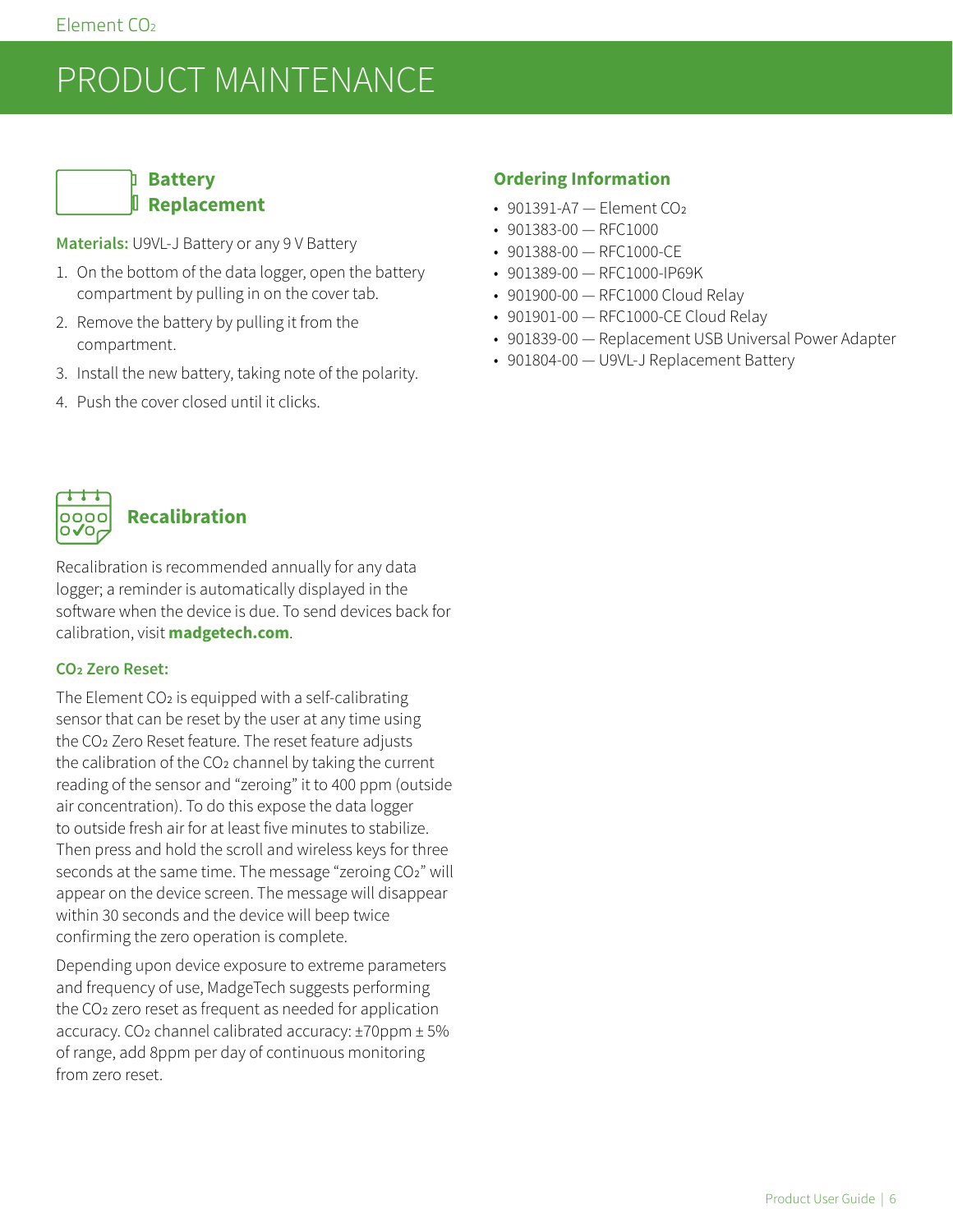# PRODUCT MAINTENANCE

## Battery Replacement

**Materials:** U9VL-J Battery or any 9 V Battery

1. On the bottom of the data logger, open the battery compartment by pulling in on the cover tab.
2. Remove the battery by pulling it from the compartment.
3. Install the new battery, taking note of the polarity.
4. Push the cover closed until it clicks.

## Recalibration

Recalibration is recommended annually for any data logger; a reminder is automatically displayed in the software when the device is due. To send devices back for calibration, visit **madgetech.com**.

### $CO_2$ Zero Reset:

The Element $CO_2$ is equipped with a self-calibrating sensor that can be reset by the user at any time using the $CO_2$ Zero Reset feature. The reset feature adjusts the calibration of the $CO_2$ channel by taking the current reading of the sensor and “zeroing” it to 400 ppm (outside air concentration). To do this expose the data logger to outside fresh air for at least five minutes to stabilize. Then press and hold the scroll and wireless keys for three seconds at the same time. The message “zeroing $CO_2$” will appear on the device screen. The message will disappear within 30 seconds and the device will beep twice confirming the zero operation is complete.

Depending upon device exposure to extreme parameters and frequency of use, MadgeTech suggests performing the $CO_2$ zero reset as frequent as needed for application accuracy. $CO_2$ channel calibrated accuracy: ±70ppm ± 5% of range, add 8ppm per day of continuous monitoring from zero reset.

## Ordering Information

- 901391-A7 — Element $CO_2$
- 901383-00 — RFC1000
- 901388-00 — RFC1000-CE
- 901389-00 — RFC1000-IP69K
- 901900-00 — RFC1000 Cloud Relay
- 901901-00 — RFC1000-CE Cloud Relay
- 901839-00 — Replacement USB Universal Power Adapter
- 901804-00 — U9VL-J Replacement Battery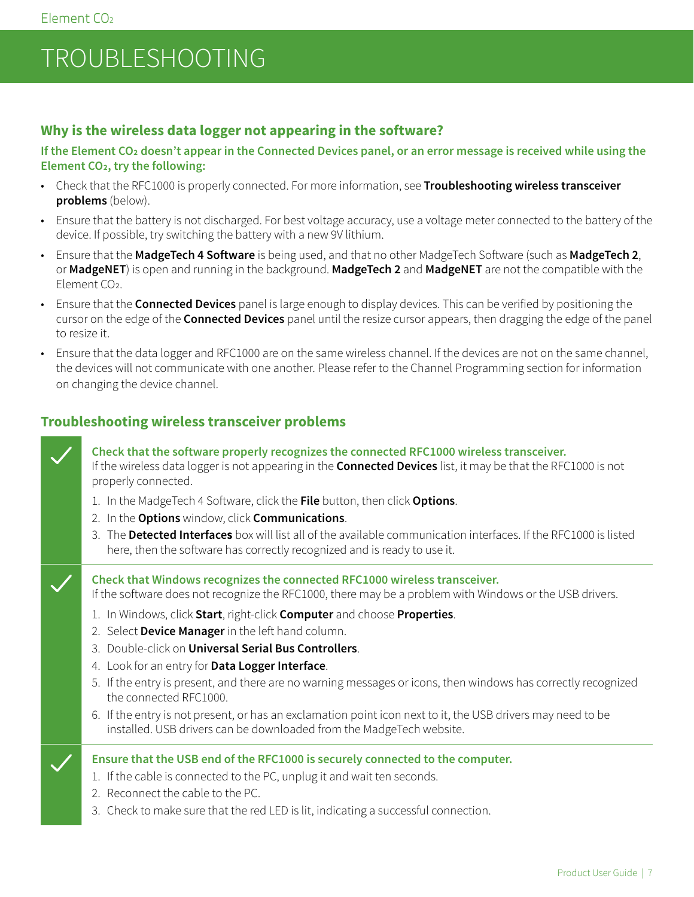# TROUBLESHOOTING

## Why is the wireless data logger not appearing in the software?

**If the Element $CO_2$ doesn't appear in the Connected Devices panel, or an error message is received while using the Element $CO_2$, try the following:**

- Check that the RFC1000 is properly connected. For more information, see **Troubleshooting wireless transceiver problems** (below).
- Ensure that the battery is not discharged. For best voltage accuracy, use a voltage meter connected to the battery of the device. If possible, try switching the battery with a new 9V lithium.
- Ensure that the **MadgeTech 4 Software** is being used, and that no other MadgeTech Software (such as **MadgeTech 2**, or **MadgeNET**) is open and running in the background. **MadgeTech 2** and **MadgeNET** are not the compatible with the Element $CO_2$.
- Ensure that the **Connected Devices** panel is large enough to display devices. This can be verified by positioning the cursor on the edge of the **Connected Devices** panel until the resize cursor appears, then dragging the edge of the panel to resize it.
- Ensure that the data logger and RFC1000 are on the same wireless channel. If the devices are not on the same channel, the devices will not communicate with one another. Please refer to the Channel Programming section for information on changing the device channel.

## Troubleshooting wireless transceiver problems

**Check that the software properly recognizes the connected RFC1000 wireless transceiver.**
If the wireless data logger is not appearing in the **Connected Devices** list, it may be that the RFC1000 is not properly connected.

1. In the MadgeTech 4 Software, click the **File** button, then click **Options**.
2. In the **Options** window, click **Communications**.
3. The **Detected Interfaces** box will list all of the available communication interfaces. If the RFC1000 is listed here, then the software has correctly recognized and is ready to use it.

**Check that Windows recognizes the connected RFC1000 wireless transceiver.**
If the software does not recognize the RFC1000, there may be a problem with Windows or the USB drivers.

1. In Windows, click **Start**, right-click **Computer** and choose **Properties**.
2. Select **Device Manager** in the left hand column.
3. Double-click on **Universal Serial Bus Controllers**.
4. Look for an entry for **Data Logger Interface**.
5. If the entry is present, and there are no warning messages or icons, then windows has correctly recognized the connected RFC1000.
6. If the entry is not present, or has an exclamation point icon next to it, the USB drivers may need to be installed. USB drivers can be downloaded from the MadgeTech website.

**Ensure that the USB end of the RFC1000 is securely connected to the computer.**

1. If the cable is connected to the PC, unplug it and wait ten seconds.
2. Reconnect the cable to the PC.
3. Check to make sure that the red LED is lit, indicating a successful connection.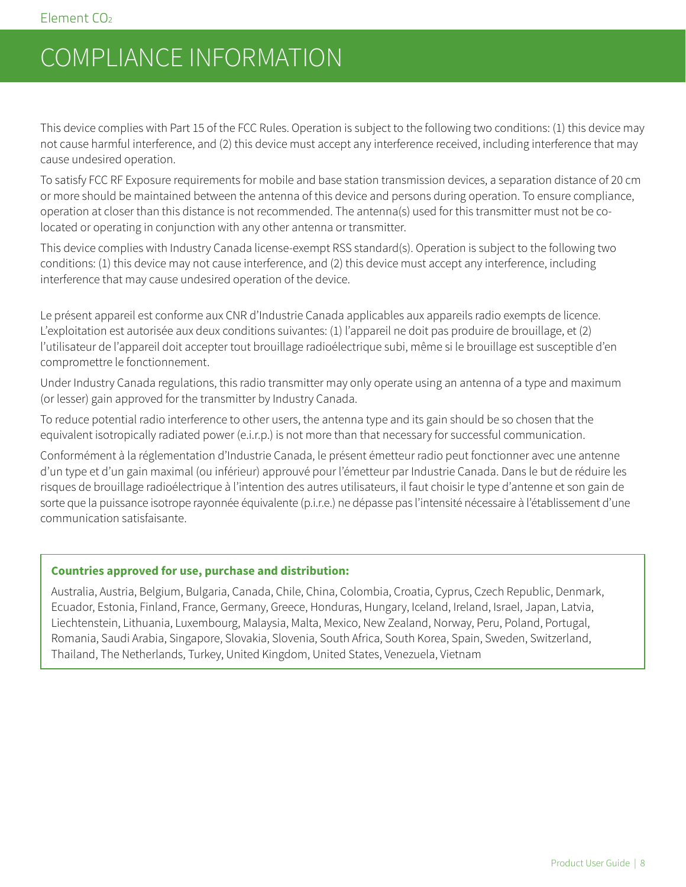# COMPLIANCE INFORMATION

This device complies with Part 15 of the FCC Rules. Operation is subject to the following two conditions: (1) this device may not cause harmful interference, and (2) this device must accept any interference received, including interference that may cause undesired operation.

To satisfy FCC RF Exposure requirements for mobile and base station transmission devices, a separation distance of 20 cm or more should be maintained between the antenna of this device and persons during operation. To ensure compliance, operation at closer than this distance is not recommended. The antenna(s) used for this transmitter must not be co-located or operating in conjunction with any other antenna or transmitter.

This device complies with Industry Canada license-exempt RSS standard(s). Operation is subject to the following two conditions: (1) this device may not cause interference, and (2) this device must accept any interference, including interference that may cause undesired operation of the device.

Le présent appareil est conforme aux CNR d'Industrie Canada applicables aux appareils radio exempts de licence. L'exploitation est autorisée aux deux conditions suivantes: (1) l'appareil ne doit pas produire de brouillage, et (2) l'utilisateur de l'appareil doit accepter tout brouillage radioélectrique subi, même si le brouillage est susceptible d'en compromettre le fonctionnement.

Under Industry Canada regulations, this radio transmitter may only operate using an antenna of a type and maximum (or lesser) gain approved for the transmitter by Industry Canada.

To reduce potential radio interference to other users, the antenna type and its gain should be so chosen that the equivalent isotropically radiated power (e.i.r.p.) is not more than that necessary for successful communication.

Conformément à la réglementation d'Industrie Canada, le présent émetteur radio peut fonctionner avec une antenne d'un type et d'un gain maximal (ou inférieur) approuvé pour l'émetteur par Industrie Canada. Dans le but de réduire les risques de brouillage radioélectrique à l'intention des autres utilisateurs, il faut choisir le type d'antenne et son gain de sorte que la puissance isotrope rayonnée équivalente (p.i.r.e.) ne dépasse pas l'intensité nécessaire à l'établissement d'une communication satisfaisante.

**Countries approved for use, purchase and distribution:**

Australia, Austria, Belgium, Bulgaria, Canada, Chile, China, Colombia, Croatia, Cyprus, Czech Republic, Denmark, Ecuador, Estonia, Finland, France, Germany, Greece, Honduras, Hungary, Iceland, Ireland, Israel, Japan, Latvia, Liechtenstein, Lithuania, Luxembourg, Malaysia, Malta, Mexico, New Zealand, Norway, Peru, Poland, Portugal, Romania, Saudi Arabia, Singapore, Slovakia, Slovenia, South Africa, South Korea, Spain, Sweden, Switzerland, Thailand, The Netherlands, Turkey, United Kingdom, United States, Venezuela, Vietnam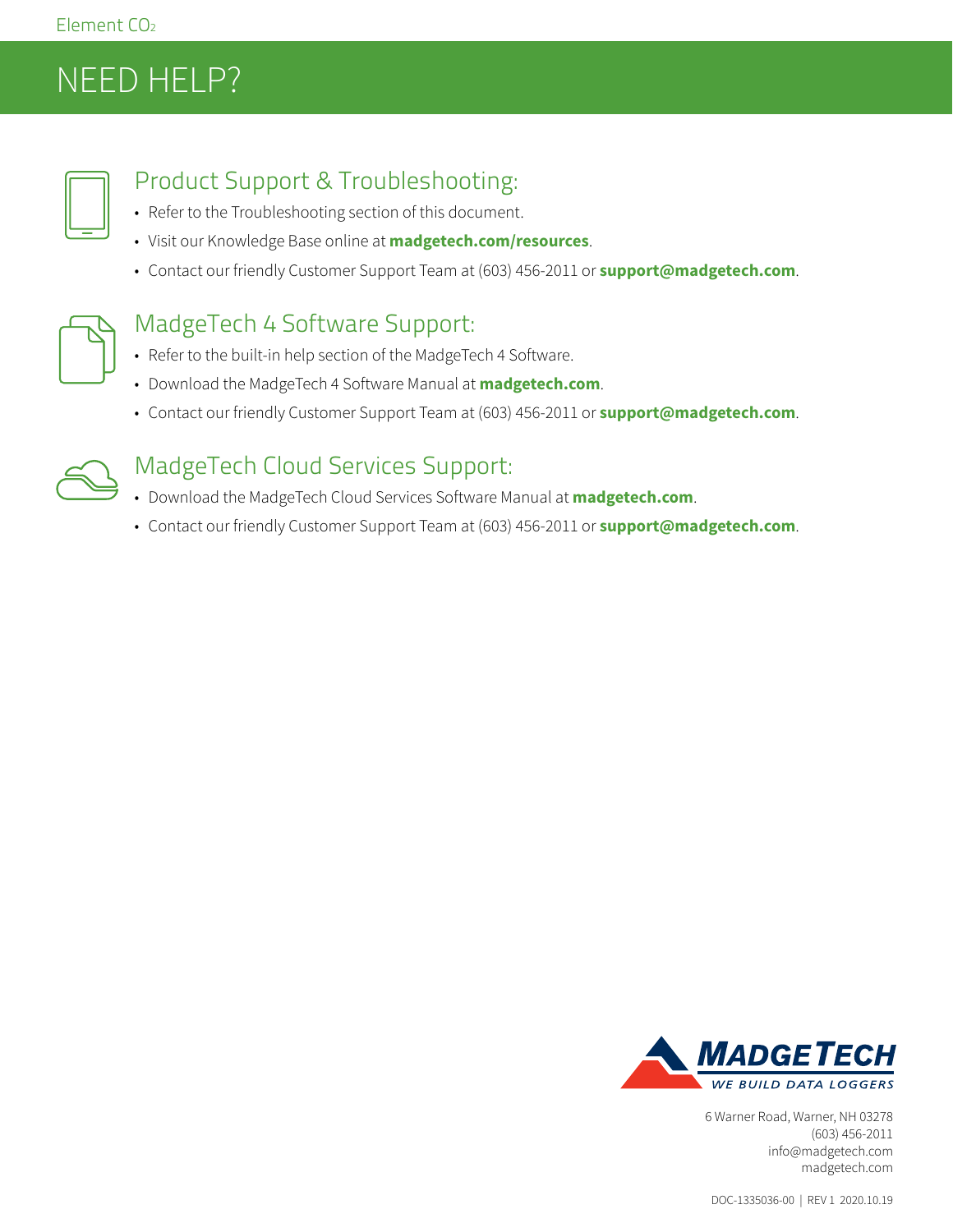# NEED HELP?

## Product Support & Troubleshooting:

- Refer to the Troubleshooting section of this document.
- Visit our Knowledge Base online at **madgetech.com/resources**.
- Contact our friendly Customer Support Team at (603) 456-2011 or **support@madgetech.com**.

## MadgeTech 4 Software Support:

- Refer to the built-in help section of the MadgeTech 4 Software.
- Download the MadgeTech 4 Software Manual at **madgetech.com**.
- Contact our friendly Customer Support Team at (603) 456-2011 or **support@madgetech.com**.

## MadgeTech Cloud Services Support:

- Download the MadgeTech Cloud Services Software Manual at **madgetech.com**.
- Contact our friendly Customer Support Team at (603) 456-2011 or **support@madgetech.com**.

MADGETECH
WE BUILD DATA LOGGERS

6 Warner Road, Warner, NH 03278
(603) 456-2011
info@madgetech.com
madgetech.com

DOC-1335036-00 | REV 1 2020.10.19